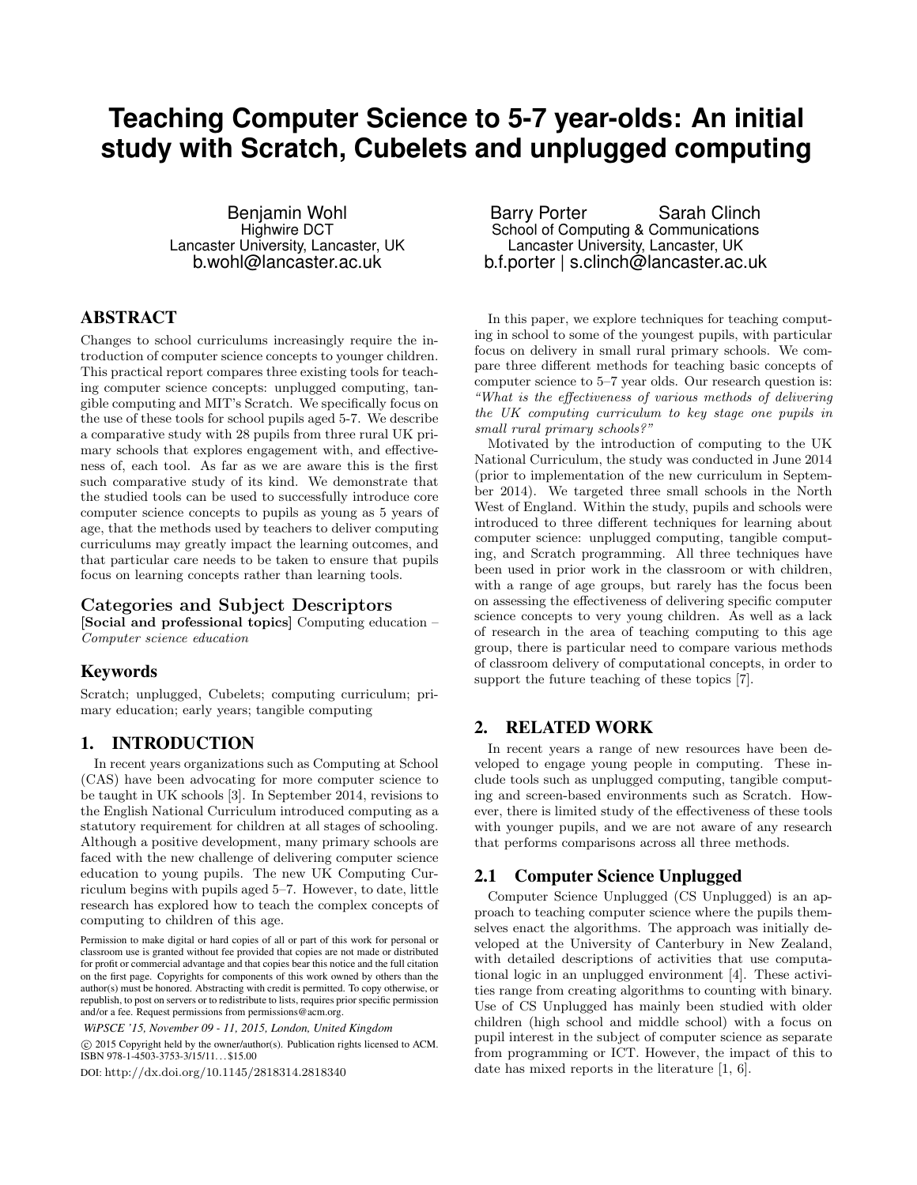# Teaching Computer Science to 5-7 year-olds: An initial study with Scratch, Cubelets and unplugged computing

Benjamin Wohl
Highwire DCT
Lancaster University, Lancaster, UK
b.wohl@lancaster.ac.uk

Barry Porter Sarah Clinch
School of Computing & Communications
Lancaster University, Lancaster, UK
b.f.porter | s.clinch@lancaster.ac.uk

## ABSTRACT

Changes to school curriculums increasingly require the introduction of computer science concepts to younger children. This practical report compares three existing tools for teaching computer science concepts: unplugged computing, tangible computing and MIT's Scratch. We specifically focus on the use of these tools for school pupils aged 5-7. We describe a comparative study with 28 pupils from three rural UK primary schools that explores engagement with, and effectiveness of, each tool. As far as we are aware this is the first such comparative study of its kind. We demonstrate that the studied tools can be used to successfully introduce core computer science concepts to pupils as young as 5 years of age, that the methods used by teachers to deliver computing curriculums may greatly impact the learning outcomes, and that particular care needs to be taken to ensure that pupils focus on learning concepts rather than learning tools.

### Categories and Subject Descriptors

[**Social and professional topics**] Computing education – *Computer science education*

### Keywords

Scratch; unplugged, Cubelets; computing curriculum; primary education; early years; tangible computing

## 1. INTRODUCTION

In recent years organizations such as Computing at School (CAS) have been advocating for more computer science to be taught in UK schools [3]. In September 2014, revisions to the English National Curriculum introduced computing as a statutory requirement for children at all stages of schooling. Although a positive development, many primary schools are faced with the new challenge of delivering computer science education to young pupils. The new UK Computing Curriculum begins with pupils aged 5–7. However, to date, little research has explored how to teach the complex concepts of computing to children of this age.

Permission to make digital or hard copies of all or part of this work for personal or classroom use is granted without fee provided that copies are not made or distributed for profit or commercial advantage and that copies bear this notice and the full citation on the first page. Copyrights for components of this work owned by others than the author(s) must be honored. Abstracting with credit is permitted. To copy otherwise, or republish, to post on servers or to redistribute to lists, requires prior specific permission and/or a fee. Request permissions from permissions@acm.org.

*WiPSCE '15, November 09 - 11, 2015, London, United Kingdom*

© 2015 Copyright held by the owner/author(s). Publication rights licensed to ACM. ISBN 978-1-4503-3753-3/15/11 ... $15.00

DOI: http://dx.doi.org/10.1145/2818314.2818340

In this paper, we explore techniques for teaching computing in school to some of the youngest pupils, with particular focus on delivery in small rural primary schools. We compare three different methods for teaching basic concepts of computer science to 5–7 year olds. Our research question is: *"What is the effectiveness of various methods of delivering the UK computing curriculum to key stage one pupils in small rural primary schools?"*

Motivated by the introduction of computing to the UK National Curriculum, the study was conducted in June 2014 (prior to implementation of the new curriculum in September 2014). We targeted three small schools in the North West of England. Within the study, pupils and schools were introduced to three different techniques for learning about computer science: unplugged computing, tangible computing, and Scratch programming. All three techniques have been used in prior work in the classroom or with children, with a range of age groups, but rarely has the focus been on assessing the effectiveness of delivering specific computer science concepts to very young children. As well as a lack of research in the area of teaching computing to this age group, there is particular need to compare various methods of classroom delivery of computational concepts, in order to support the future teaching of these topics [7].

## 2. RELATED WORK

In recent years a range of new resources have been developed to engage young people in computing. These include tools such as unplugged computing, tangible computing and screen-based environments such as Scratch. However, there is limited study of the effectiveness of these tools with younger pupils, and we are not aware of any research that performs comparisons across all three methods.

### 2.1 Computer Science Unplugged

Computer Science Unplugged (CS Unplugged) is an approach to teaching computer science where the pupils themselves enact the algorithms. The approach was initially developed at the University of Canterbury in New Zealand, with detailed descriptions of activities that use computational logic in an unplugged environment [4]. These activities range from creating algorithms to counting with binary. Use of CS Unplugged has mainly been studied with older children (high school and middle school) with a focus on pupil interest in the subject of computer science as separate from programming or ICT. However, the impact of this to date has mixed reports in the literature [1, 6].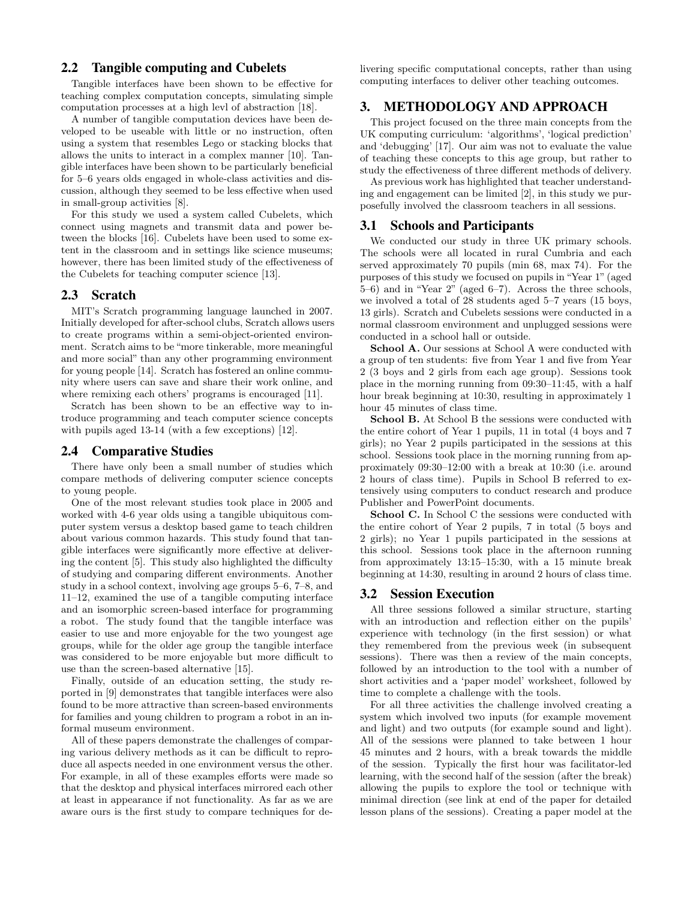## 2.2 Tangible computing and Cubelets

Tangible interfaces have been shown to be effective for teaching complex computation concepts, simulating simple computation processes at a high levl of abstraction [18].

A number of tangible computation devices have been developed to be useable with little or no instruction, often using a system that resembles Lego or stacking blocks that allows the units to interact in a complex manner [10]. Tangible interfaces have been shown to be particularly beneficial for 5–6 years olds engaged in whole-class activities and discussion, although they seemed to be less effective when used in small-group activities [8].

For this study we used a system called Cubelets, which connect using magnets and transmit data and power between the blocks [16]. Cubelets have been used to some extent in the classroom and in settings like science museums; however, there has been limited study of the effectiveness of the Cubelets for teaching computer science [13].

## 2.3 Scratch

MIT's Scratch programming language launched in 2007. Initially developed for after-school clubs, Scratch allows users to create programs within a semi-object-oriented environment. Scratch aims to be "more tinkerable, more meaningful and more social" than any other programming environment for young people [14]. Scratch has fostered an online community where users can save and share their work online, and where remixing each others' programs is encouraged [11].

Scratch has been shown to be an effective way to introduce programming and teach computer science concepts with pupils aged 13-14 (with a few exceptions) [12].

## 2.4 Comparative Studies

There have only been a small number of studies which compare methods of delivering computer science concepts to young people.

One of the most relevant studies took place in 2005 and worked with 4-6 year olds using a tangible ubiquitous computer system versus a desktop based game to teach children about various common hazards. This study found that tangible interfaces were significantly more effective at delivering the content [5]. This study also highlighted the difficulty of studying and comparing different environments. Another study in a school context, involving age groups 5–6, 7–8, and 11–12, examined the use of a tangible computing interface and an isomorphic screen-based interface for programming a robot. The study found that the tangible interface was easier to use and more enjoyable for the two youngest age groups, while for the older age group the tangible interface was considered to be more enjoyable but more difficult to use than the screen-based alternative [15].

Finally, outside of an education setting, the study reported in [9] demonstrates that tangible interfaces were also found to be more attractive than screen-based environments for families and young children to program a robot in an informal museum environment.

All of these papers demonstrate the challenges of comparing various delivery methods as it can be difficult to reproduce all aspects needed in one environment versus the other. For example, in all of these examples efforts were made so that the desktop and physical interfaces mirrored each other at least in appearance if not functionality. As far as we are aware ours is the first study to compare techniques for delivering specific computational concepts, rather than using computing interfaces to deliver other teaching outcomes.

# 3. METHODOLOGY AND APPROACH

This project focused on the three main concepts from the UK computing curriculum: 'algorithms', 'logical prediction' and 'debugging' [17]. Our aim was not to evaluate the value of teaching these concepts to this age group, but rather to study the effectiveness of three different methods of delivery.

As previous work has highlighted that teacher understanding and engagement can be limited [2], in this study we purposefully involved the classroom teachers in all sessions.

## 3.1 Schools and Participants

We conducted our study in three UK primary schools. The schools were all located in rural Cumbria and each served approximately 70 pupils (min 68, max 74). For the purposes of this study we focused on pupils in "Year 1" (aged 5–6) and in "Year 2" (aged 6–7). Across the three schools, we involved a total of 28 students aged 5–7 years (15 boys, 13 girls). Scratch and Cubelets sessions were conducted in a normal classroom environment and unplugged sessions were conducted in a school hall or outside.

**School A.** Our sessions at School A were conducted with a group of ten students: five from Year 1 and five from Year 2 (3 boys and 2 girls from each age group). Sessions took place in the morning running from 09:30–11:45, with a half hour break beginning at 10:30, resulting in approximately 1 hour 45 minutes of class time.

**School B.** At School B the sessions were conducted with the entire cohort of Year 1 pupils, 11 in total (4 boys and 7 girls); no Year 2 pupils participated in the sessions at this school. Sessions took place in the morning running from approximately 09:30–12:00 with a break at 10:30 (i.e. around 2 hours of class time). Pupils in School B referred to extensively using computers to conduct research and produce Publisher and PowerPoint documents.

**School C.** In School C the sessions were conducted with the entire cohort of Year 2 pupils, 7 in total (5 boys and 2 girls); no Year 1 pupils participated in the sessions at this school. Sessions took place in the afternoon running from approximately 13:15–15:30, with a 15 minute break beginning at 14:30, resulting in around 2 hours of class time.

## 3.2 Session Execution

All three sessions followed a similar structure, starting with an introduction and reflection either on the pupils' experience with technology (in the first session) or what they remembered from the previous week (in subsequent sessions). There was then a review of the main concepts, followed by an introduction to the tool with a number of short activities and a 'paper model' worksheet, followed by time to complete a challenge with the tools.

For all three activities the challenge involved creating a system which involved two inputs (for example movement and light) and two outputs (for example sound and light). All of the sessions were planned to take between 1 hour 45 minutes and 2 hours, with a break towards the middle of the session. Typically the first hour was facilitator-led learning, with the second half of the session (after the break) allowing the pupils to explore the tool or technique with minimal direction (see link at end of the paper for detailed lesson plans of the sessions). Creating a paper model at the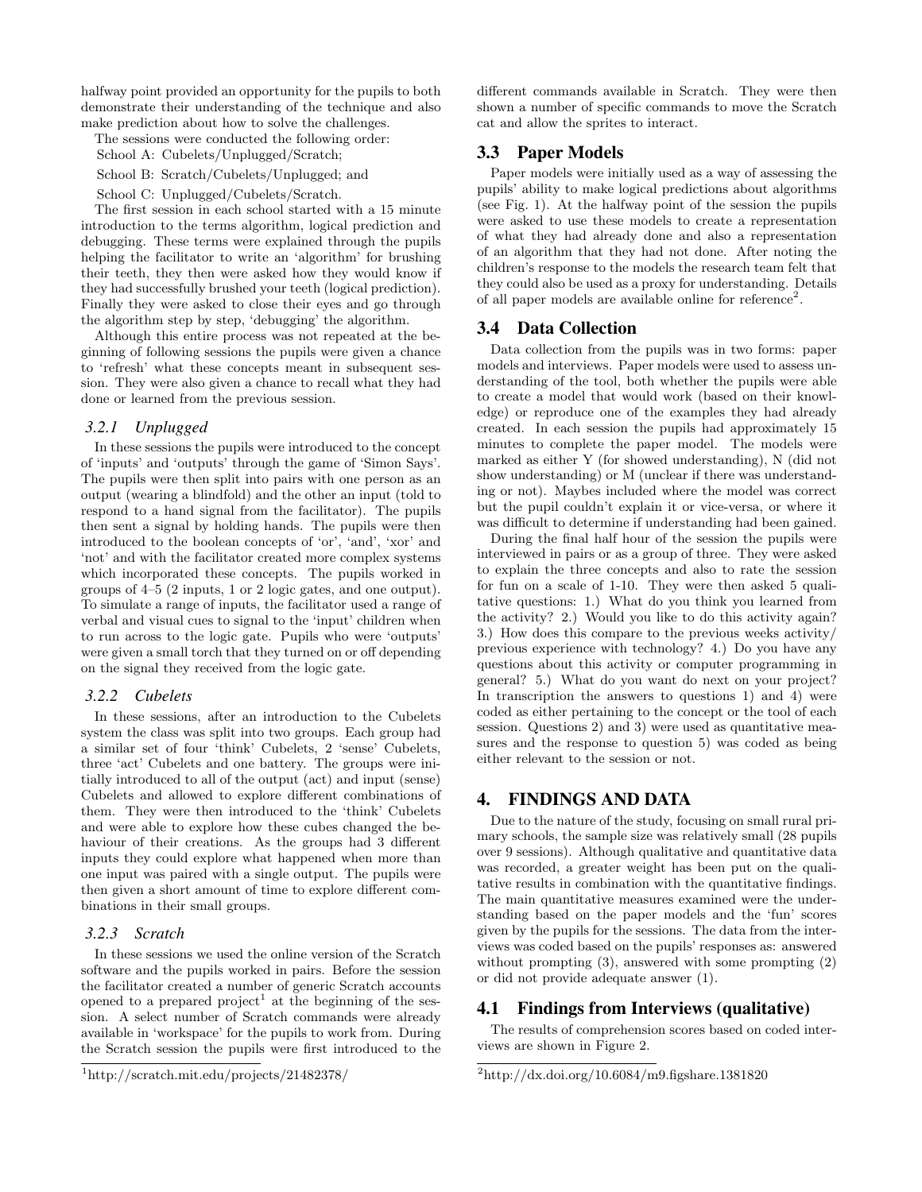halfway point provided an opportunity for the pupils to both demonstrate their understanding of the technique and also make prediction about how to solve the challenges.

The sessions were conducted the following order:

School A: Cubelets/Unplugged/Scratch;

School B: Scratch/Cubelets/Unplugged; and

School C: Unplugged/Cubelets/Scratch.

The first session in each school started with a 15 minute introduction to the terms algorithm, logical prediction and debugging. These terms were explained through the pupils helping the facilitator to write an 'algorithm' for brushing their teeth, they then were asked how they would know if they had successfully brushed your teeth (logical prediction). Finally they were asked to close their eyes and go through the algorithm step by step, 'debugging' the algorithm.

Although this entire process was not repeated at the beginning of following sessions the pupils were given a chance to 'refresh' what these concepts meant in subsequent session. They were also given a chance to recall what they had done or learned from the previous session.

### 3.2.1 Unplugged

In these sessions the pupils were introduced to the concept of 'inputs' and 'outputs' through the game of 'Simon Says'. The pupils were then split into pairs with one person as an output (wearing a blindfold) and the other an input (told to respond to a hand signal from the facilitator). The pupils then sent a signal by holding hands. The pupils were then introduced to the boolean concepts of 'or', 'and', 'xor' and 'not' and with the facilitator created more complex systems which incorporated these concepts. The pupils worked in groups of 4–5 (2 inputs, 1 or 2 logic gates, and one output). To simulate a range of inputs, the facilitator used a range of verbal and visual cues to signal to the 'input' children when to run across to the logic gate. Pupils who were 'outputs' were given a small torch that they turned on or off depending on the signal they received from the logic gate.

### 3.2.2 Cubelets

In these sessions, after an introduction to the Cubelets system the class was split into two groups. Each group had a similar set of four 'think' Cubelets, 2 'sense' Cubelets, three 'act' Cubelets and one battery. The groups were initially introduced to all of the output (act) and input (sense) Cubelets and allowed to explore different combinations of them. They were then introduced to the 'think' Cubelets and were able to explore how these cubes changed the behaviour of their creations. As the groups had 3 different inputs they could explore what happened when more than one input was paired with a single output. The pupils were then given a short amount of time to explore different combinations in their small groups.

### 3.2.3 Scratch

In these sessions we used the online version of the Scratch software and the pupils worked in pairs. Before the session the facilitator created a number of generic Scratch accounts opened to a prepared project[1] at the beginning of the session. A select number of Scratch commands were already available in 'workspace' for the pupils to work from. During the Scratch session the pupils were first introduced to the different commands available in Scratch. They were then shown a number of specific commands to move the Scratch cat and allow the sprites to interact.

## 3.3 Paper Models

Paper models were initially used as a way of assessing the pupils' ability to make logical predictions about algorithms (see Fig. 1). At the halfway point of the session the pupils were asked to use these models to create a representation of what they had already done and also a representation of an algorithm that they had not done. After noting the children's response to the models the research team felt that they could also be used as a proxy for understanding. Details of all paper models are available online for reference[2].

## 3.4 Data Collection

Data collection from the pupils was in two forms: paper models and interviews. Paper models were used to assess understanding of the tool, both whether the pupils were able to create a model that would work (based on their knowledge) or reproduce one of the examples they had already created. In each session the pupils had approximately 15 minutes to complete the paper model. The models were marked as either Y (for showed understanding), N (did not show understanding) or M (unclear if there was understanding or not). Maybes included where the model was correct but the pupil couldn't explain it or vice-versa, or where it was difficult to determine if understanding had been gained.

During the final half hour of the session the pupils were interviewed in pairs or as a group of three. They were asked to explain the three concepts and also to rate the session for fun on a scale of 1-10. They were then asked 5 qualitative questions: 1.) What do you think you learned from the activity? 2.) Would you like to do this activity again? 3.) How does this compare to the previous weeks activity/ previous experience with technology? 4.) Do you have any questions about this activity or computer programming in general? 5.) What do you want do next on your project? In transcription the answers to questions 1) and 4) were coded as either pertaining to the concept or the tool of each session. Questions 2) and 3) were used as quantitative measures and the response to question 5) was coded as being either relevant to the session or not.

# 4. FINDINGS AND DATA

Due to the nature of the study, focusing on small rural primary schools, the sample size was relatively small (28 pupils over 9 sessions). Although qualitative and quantitative data was recorded, a greater weight has been put on the qualitative results in combination with the quantitative findings. The main quantitative measures examined were the understanding based on the paper models and the 'fun' scores given by the pupils for the sessions. The data from the interviews was coded based on the pupils' responses as: answered without prompting (3), answered with some prompting (2) or did not provide adequate answer (1).

## 4.1 Findings from Interviews (qualitative)

The results of comprehension scores based on coded interviews are shown in Figure 2.

[1] http://scratch.mit.edu/projects/21482378/

[2] http://dx.doi.org/10.6084/m9.figshare.1381820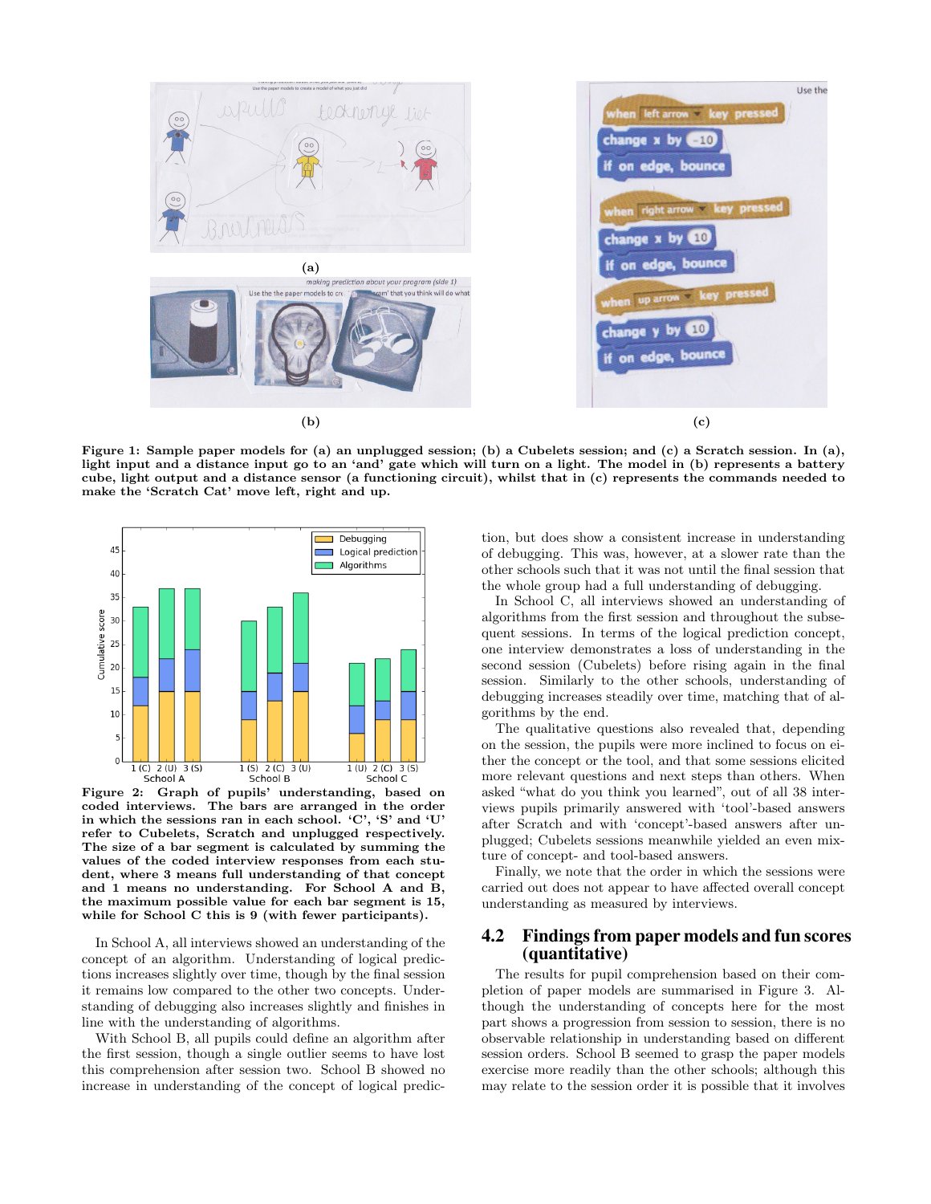**Figure 1: Sample paper models for (a) an unplugged session; (b) a Cubelets session; and (c) a Scratch session. In (a), light input and a distance input go to an 'and' gate which will turn on a light. The model in (b) represents a battery cube, light output and a distance sensor (a functioning circuit), whilst that in (c) represents the commands needed to make the 'Scratch Cat' move left, right and up.**

**Figure 2: Graph of pupils' understanding, based on coded interviews. The bars are arranged in the order in which the sessions ran in each school. 'C', 'S' and 'U' refer to Cubelets, Scratch and unplugged respectively. The size of a bar segment is calculated by summing the values of the coded interview responses from each student, where 3 means full understanding of that concept and 1 means no understanding. For School A and B, the maximum possible value for each bar segment is 15, while for School C this is 9 (with fewer participants).**

In School A, all interviews showed an understanding of the concept of an algorithm. Understanding of logical predictions increases slightly over time, though by the final session it remains low compared to the other two concepts. Understanding of debugging also increases slightly and finishes in line with the understanding of algorithms.

With School B, all pupils could define an algorithm after the first session, though a single outlier seems to have lost this comprehension after session two. School B showed no increase in understanding of the concept of logical prediction, but does show a consistent increase in understanding of debugging. This was, however, at a slower rate than the other schools such that it was not until the final session that the whole group had a full understanding of debugging.

In School C, all interviews showed an understanding of algorithms from the first session and throughout the subsequent sessions. In terms of the logical prediction concept, one interview demonstrates a loss of understanding in the second session (Cubelets) before rising again in the final session. Similarly to the other schools, understanding of debugging increases steadily over time, matching that of algorithms by the end.

The qualitative questions also revealed that, depending on the session, the pupils were more inclined to focus on either the concept or the tool, and that some sessions elicited more relevant questions and next steps than others. When asked "what do you think you learned", out of all 38 interviews pupils primarily answered with 'tool'-based answers after Scratch and with 'concept'-based answers after unplugged; Cubelets sessions meanwhile yielded an even mixture of concept- and tool-based answers.

Finally, we note that the order in which the sessions were carried out does not appear to have affected overall concept understanding as measured by interviews.

## 4.2 Findings from paper models and fun scores (quantitative)

The results for pupil comprehension based on their completion of paper models are summarised in Figure 3. Although the understanding of concepts here for the most part shows a progression from session to session, there is no observable relationship in understanding based on different session orders. School B seemed to grasp the paper models exercise more readily than the other schools; although this may relate to the session order it is possible that it involves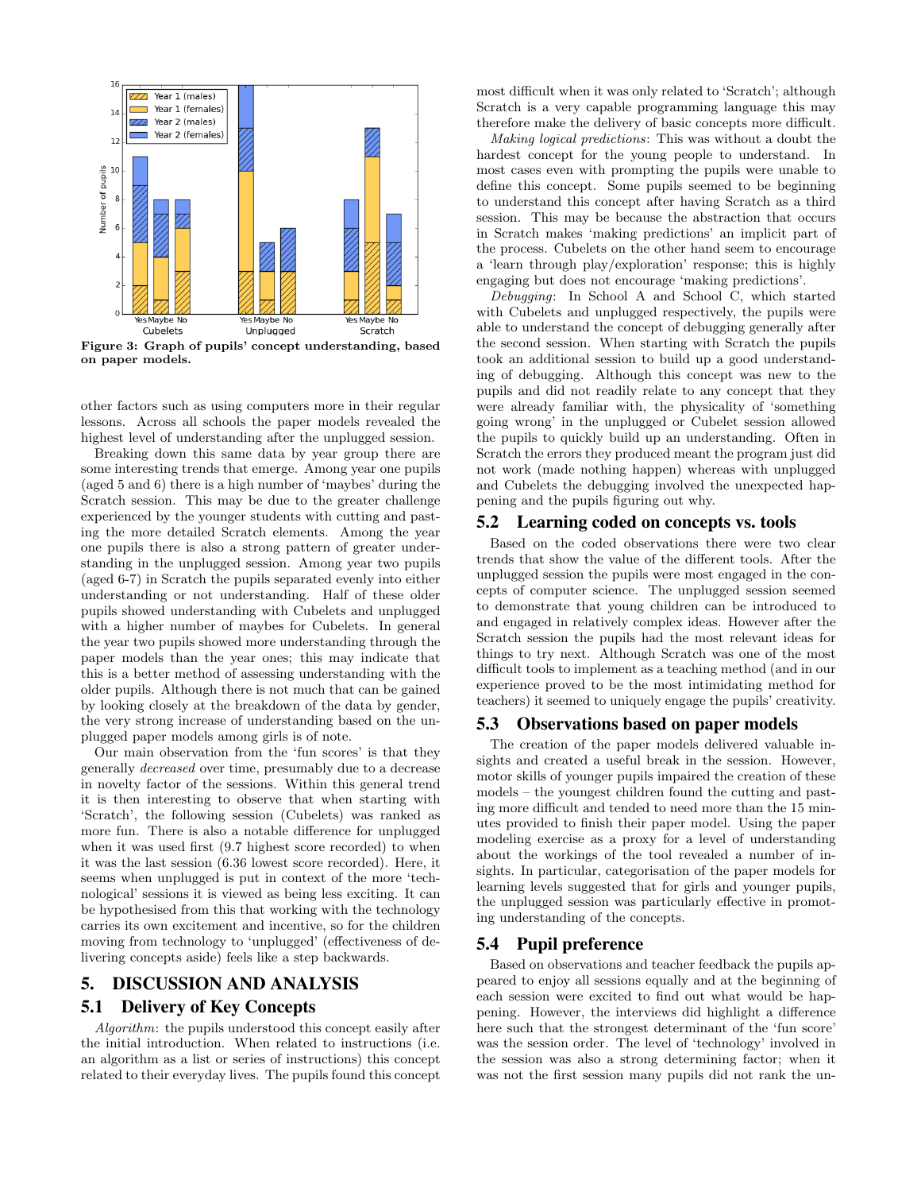Figure 3: Graph of pupils' concept understanding, based on paper models.

other factors such as using computers more in their regular lessons. Across all schools the paper models revealed the highest level of understanding after the unplugged session.

Breaking down this same data by year group there are some interesting trends that emerge. Among year one pupils (aged 5 and 6) there is a high number of 'maybes' during the Scratch session. This may be due to the greater challenge experienced by the younger students with cutting and pasting the more detailed Scratch elements. Among the year one pupils there is also a strong pattern of greater understanding in the unplugged session. Among year two pupils (aged 6-7) in Scratch the pupils separated evenly into either understanding or not understanding. Half of these older pupils showed understanding with Cubelets and unplugged with a higher number of maybes for Cubelets. In general the year two pupils showed more understanding through the paper models than the year ones; this may indicate that this is a better method of assessing understanding with the older pupils. Although there is not much that can be gained by looking closely at the breakdown of the data by gender, the very strong increase of understanding based on the unplugged paper models among girls is of note.

Our main observation from the 'fun scores' is that they generally *decreased* over time, presumably due to a decrease in novelty factor of the sessions. Within this general trend it is then interesting to observe that when starting with 'Scratch', the following session (Cubelets) was ranked as more fun. There is also a notable difference for unplugged when it was used first (9.7 highest score recorded) to when it was the last session (6.36 lowest score recorded). Here, it seems when unplugged is put in context of the more 'technological' sessions it is viewed as being less exciting. It can be hypothesised from this that working with the technology carries its own excitement and incentive, so for the children moving from technology to 'unplugged' (effectiveness of delivering concepts aside) feels like a step backwards.

# 5. DISCUSSION AND ANALYSIS

## 5.1 Delivery of Key Concepts

*Algorithm*: the pupils understood this concept easily after the initial introduction. When related to instructions (i.e. an algorithm as a list or series of instructions) this concept related to their everyday lives. The pupils found this concept most difficult when it was only related to 'Scratch'; although Scratch is a very capable programming language this may therefore make the delivery of basic concepts more difficult.

*Making logical predictions*: This was without a doubt the hardest concept for the young people to understand. In most cases even with prompting the pupils were unable to define this concept. Some pupils seemed to be beginning to understand this concept after having Scratch as a third session. This may be because the abstraction that occurs in Scratch makes 'making predictions' an implicit part of the process. Cubelets on the other hand seem to encourage a 'learn through play/exploration' response; this is highly engaging but does not encourage 'making predictions'.

*Debugging*: In School A and School C, which started with Cubelets and unplugged respectively, the pupils were able to understand the concept of debugging generally after the second session. When starting with Scratch the pupils took an additional session to build up a good understanding of debugging. Although this concept was new to the pupils and did not readily relate to any concept that they were already familiar with, the physicality of 'something going wrong' in the unplugged or Cubelet session allowed the pupils to quickly build up an understanding. Often in Scratch the errors they produced meant the program just did not work (made nothing happen) whereas with unplugged and Cubelets the debugging involved the unexpected happening and the pupils figuring out why.

## 5.2 Learning coded on concepts vs. tools

Based on the coded observations there were two clear trends that show the value of the different tools. After the unplugged session the pupils were most engaged in the concepts of computer science. The unplugged session seemed to demonstrate that young children can be introduced to and engaged in relatively complex ideas. However after the Scratch session the pupils had the most relevant ideas for things to try next. Although Scratch was one of the most difficult tools to implement as a teaching method (and in our experience proved to be the most intimidating method for teachers) it seemed to uniquely engage the pupils' creativity.

## 5.3 Observations based on paper models

The creation of the paper models delivered valuable insights and created a useful break in the session. However, motor skills of younger pupils impaired the creation of these models – the youngest children found the cutting and pasting more difficult and tended to need more than the 15 minutes provided to finish their paper model. Using the paper modeling exercise as a proxy for a level of understanding about the workings of the tool revealed a number of insights. In particular, categorisation of the paper models for learning levels suggested that for girls and younger pupils, the unplugged session was particularly effective in promoting understanding of the concepts.

## 5.4 Pupil preference

Based on observations and teacher feedback the pupils appeared to enjoy all sessions equally and at the beginning of each session were excited to find out what would be happening. However, the interviews did highlight a difference here such that the strongest determinant of the 'fun score' was the session order. The level of 'technology' involved in the session was also a strong determining factor; when it was not the first session many pupils did not rank the un-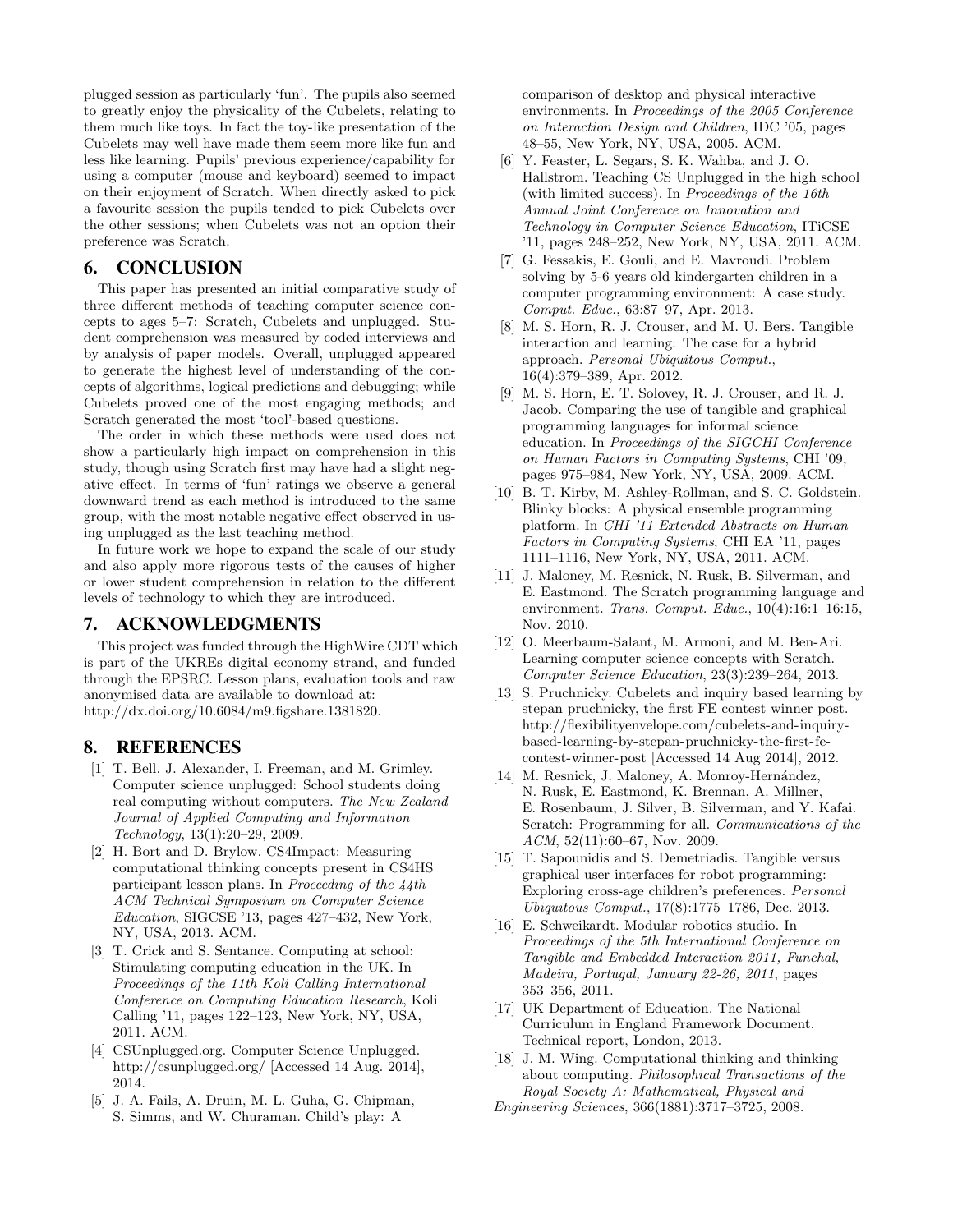plugged session as particularly 'fun'. The pupils also seemed to greatly enjoy the physicality of the Cubelets, relating to them much like toys. In fact the toy-like presentation of the Cubelets may well have made them seem more like fun and less like learning. Pupils' previous experience/capability for using a computer (mouse and keyboard) seemed to impact on their enjoyment of Scratch. When directly asked to pick a favourite session the pupils tended to pick Cubelets over the other sessions; when Cubelets was not an option their preference was Scratch.

## 6. CONCLUSION

This paper has presented an initial comparative study of three different methods of teaching computer science concepts to ages 5–7: Scratch, Cubelets and unplugged. Student comprehension was measured by coded interviews and by analysis of paper models. Overall, unplugged appeared to generate the highest level of understanding of the concepts of algorithms, logical predictions and debugging; while Cubelets proved one of the most engaging methods; and Scratch generated the most 'tool'-based questions.

The order in which these methods were used does not show a particularly high impact on comprehension in this study, though using Scratch first may have had a slight negative effect. In terms of 'fun' ratings we observe a general downward trend as each method is introduced to the same group, with the most notable negative effect observed in using unplugged as the last teaching method.

In future work we hope to expand the scale of our study and also apply more rigorous tests of the causes of higher or lower student comprehension in relation to the different levels of technology to which they are introduced.

## 7. ACKNOWLEDGMENTS

This project was funded through the HighWire CDT which is part of the UKREs digital economy strand, and funded through the EPSRC. Lesson plans, evaluation tools and raw anonymised data are available to download at: http://dx.doi.org/10.6084/m9.figshare.1381820.

## 8. REFERENCES

[1] T. Bell, J. Alexander, I. Freeman, and M. Grimley. Computer science unplugged: School students doing real computing without computers. *The New Zealand Journal of Applied Computing and Information Technology*, 13(1):20–29, 2009.

[2] H. Bort and D. Brylow. CS4Impact: Measuring computational thinking concepts present in CS4HS participant lesson plans. In *Proceeding of the 44th ACM Technical Symposium on Computer Science Education*, SIGCSE '13, pages 427–432, New York, NY, USA, 2013. ACM.

[3] T. Crick and S. Sentance. Computing at school: Stimulating computing education in the UK. In *Proceedings of the 11th Koli Calling International Conference on Computing Education Research*, Koli Calling '11, pages 122–123, New York, NY, USA, 2011. ACM.

[4] CSUnplugged.org. Computer Science Unplugged. http://csunplugged.org/ [Accessed 14 Aug. 2014], 2014.

[5] J. A. Fails, A. Druin, M. L. Guha, G. Chipman, S. Simms, and W. Churaman. Child's play: A comparison of desktop and physical interactive environments. In *Proceedings of the 2005 Conference on Interaction Design and Children*, IDC '05, pages 48–55, New York, NY, USA, 2005. ACM.

[6] Y. Feaster, L. Segars, S. K. Wahba, and J. O. Hallstrom. Teaching CS Unplugged in the high school (with limited success). In *Proceedings of the 16th Annual Joint Conference on Innovation and Technology in Computer Science Education*, ITiCSE '11, pages 248–252, New York, NY, USA, 2011. ACM.

[7] G. Fessakis, E. Gouli, and E. Mavroudi. Problem solving by 5-6 years old kindergarten children in a computer programming environment: A case study. *Comput. Educ.*, 63:87–97, Apr. 2013.

[8] M. S. Horn, R. J. Crouser, and M. U. Bers. Tangible interaction and learning: The case for a hybrid approach. *Personal Ubiquitous Comput.*, 16(4):379–389, Apr. 2012.

[9] M. S. Horn, E. T. Solovey, R. J. Crouser, and R. J. Jacob. Comparing the use of tangible and graphical programming languages for informal science education. In *Proceedings of the SIGCHI Conference on Human Factors in Computing Systems*, CHI '09, pages 975–984, New York, NY, USA, 2009. ACM.

[10] B. T. Kirby, M. Ashley-Rollman, and S. C. Goldstein. Blinky blocks: A physical ensemble programming platform. In *CHI '11 Extended Abstracts on Human Factors in Computing Systems*, CHI EA '11, pages 1111–1116, New York, NY, USA, 2011. ACM.

[11] J. Maloney, M. Resnick, N. Rusk, B. Silverman, and E. Eastmond. The Scratch programming language and environment. *Trans. Comput. Educ.*, 10(4):16:1–16:15, Nov. 2010.

[12] O. Meerbaum-Salant, M. Armoni, and M. Ben-Ari. Learning computer science concepts with Scratch. *Computer Science Education*, 23(3):239–264, 2013.

[13] S. Pruchnicky. Cubelets and inquiry based learning by stepan pruchnicky, the first FE contest winner post. http://flexibilityenvelope.com/cubelets-and-inquiry-based-learning-by-stepan-pruchnicky-the-first-fe-contest-winner-post [Accessed 14 Aug 2014], 2012.

[14] M. Resnick, J. Maloney, A. Monroy-Hernández, N. Rusk, E. Eastmond, K. Brennan, A. Millner, E. Rosenbaum, J. Silver, B. Silverman, and Y. Kafai. Scratch: Programming for all. *Communications of the ACM*, 52(11):60–67, Nov. 2009.

[15] T. Sapounidis and S. Demetriadis. Tangible versus graphical user interfaces for robot programming: Exploring cross-age children's preferences. *Personal Ubiquitous Comput.*, 17(8):1775–1786, Dec. 2013.

[16] E. Schweikardt. Modular robotics studio. In *Proceedings of the 5th International Conference on Tangible and Embedded Interaction 2011, Funchal, Madeira, Portugal, January 22-26, 2011*, pages 353–356, 2011.

[17] UK Department of Education. The National Curriculum in England Framework Document. Technical report, London, 2013.

[18] J. M. Wing. Computational thinking and thinking about computing. *Philosophical Transactions of the Royal Society A: Mathematical, Physical and Engineering Sciences*, 366(1881):3717–3725, 2008.